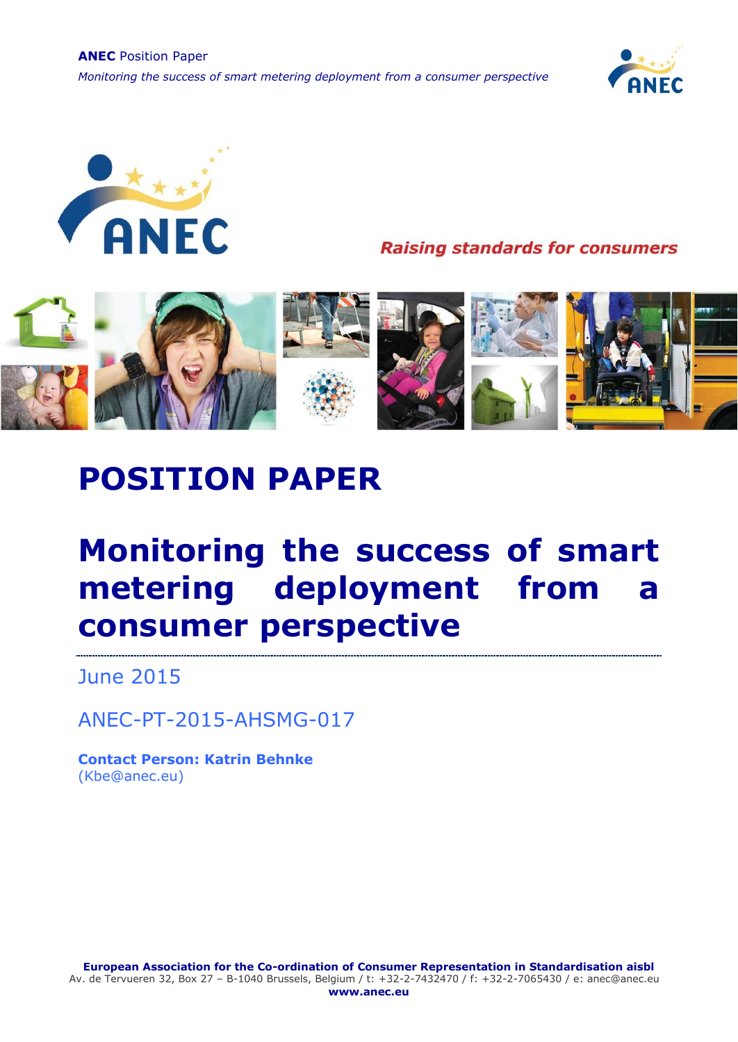**ANEC** Position Paper

*Monitoring the success of smart metering deployment from a consumer perspective*

*Raising standards for consumers*

# POSITION PAPER

# Monitoring the success of smart metering deployment from a consumer perspective

June 2015

ANEC-PT-2015-AHSMG-017

**Contact Person: Katrin Behnke**
(Kbe@anec.eu)

**European Association for the Co-ordination of Consumer Representation in Standardisation aisbl**
Av. de Tervueren 32, Box 27 – B-1040 Brussels, Belgium / t: +32-2-7432470 / f: +32-2-7065430 / e: anec@anec.eu
**www.anec.eu**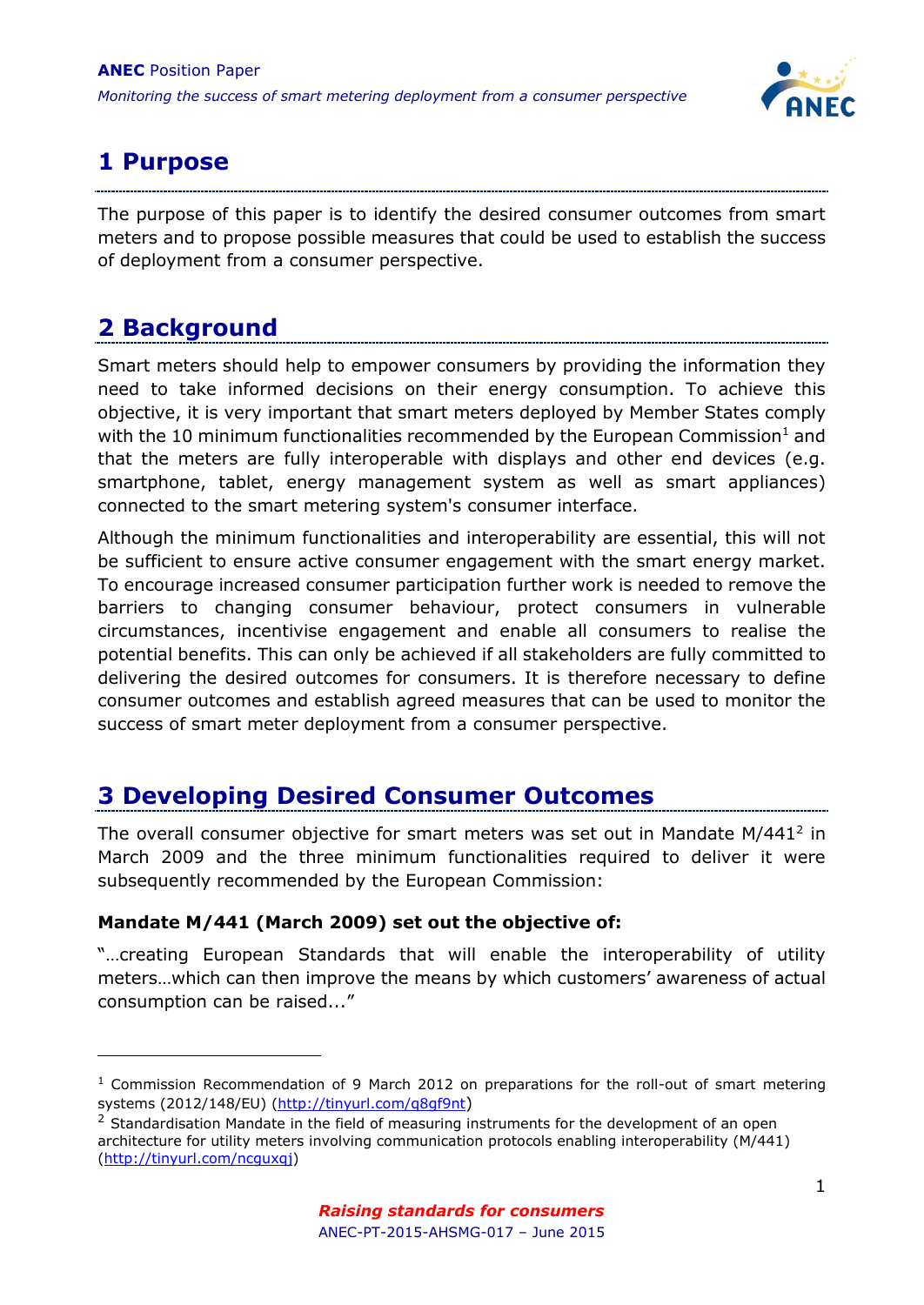# 1 Purpose

The purpose of this paper is to identify the desired consumer outcomes from smart meters and to propose possible measures that could be used to establish the success of deployment from a consumer perspective.

# 2 Background

Smart meters should help to empower consumers by providing the information they need to take informed decisions on their energy consumption. To achieve this objective, it is very important that smart meters deployed by Member States comply with the 10 minimum functionalities recommended by the European Commission[1] and that the meters are fully interoperable with displays and other end devices (e.g. smartphone, tablet, energy management system as well as smart appliances) connected to the smart metering system's consumer interface.

Although the minimum functionalities and interoperability are essential, this will not be sufficient to ensure active consumer engagement with the smart energy market. To encourage increased consumer participation further work is needed to remove the barriers to changing consumer behaviour, protect consumers in vulnerable circumstances, incentivise engagement and enable all consumers to realise the potential benefits. This can only be achieved if all stakeholders are fully committed to delivering the desired outcomes for consumers. It is therefore necessary to define consumer outcomes and establish agreed measures that can be used to monitor the success of smart meter deployment from a consumer perspective.

# 3 Developing Desired Consumer Outcomes

The overall consumer objective for smart meters was set out in Mandate M/441[2] in March 2009 and the three minimum functionalities required to deliver it were subsequently recommended by the European Commission:

**Mandate M/441 (March 2009) set out the objective of:**

"…creating European Standards that will enable the interoperability of utility meters…which can then improve the means by which customers' awareness of actual consumption can be raised..."

---

[1] Commission Recommendation of 9 March 2012 on preparations for the roll-out of smart metering systems (2012/148/EU) (http://tinyurl.com/q8gf9nt)

[2] Standardisation Mandate in the field of measuring instruments for the development of an open architecture for utility meters involving communication protocols enabling interoperability (M/441) (http://tinyurl.com/ncguxqj)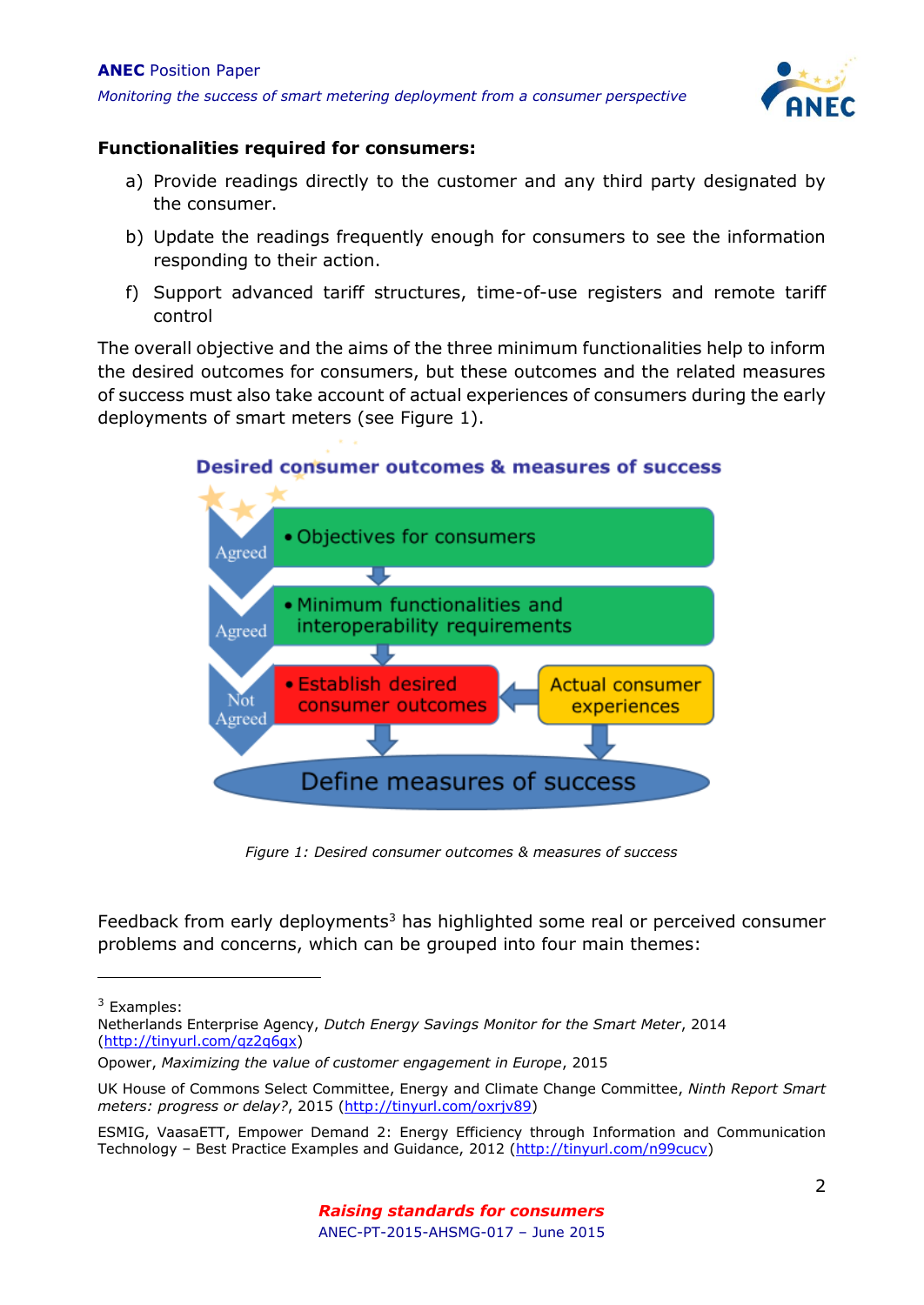**Functionalities required for consumers:**

a) Provide readings directly to the customer and any third party designated by the consumer.

b) Update the readings frequently enough for consumers to see the information responding to their action.

f) Support advanced tariff structures, time-of-use registers and remote tariff control

The overall objective and the aims of the three minimum functionalities help to inform the desired outcomes for consumers, but these outcomes and the related measures of success must also take account of actual experiences of consumers during the early deployments of smart meters (see Figure 1).

Figure 1: Desired consumer outcomes & measures of success

Feedback from early deployments[3] has highlighted some real or perceived consumer problems and concerns, which can be grouped into four main themes:

---

[3] Examples:

Netherlands Enterprise Agency, *Dutch Energy Savings Monitor for the Smart Meter*, 2014 (http://tinyurl.com/qz2q6gx)

Opower, *Maximizing the value of customer engagement in Europe*, 2015

UK House of Commons Select Committee, Energy and Climate Change Committee, *Ninth Report Smart meters: progress or delay?*, 2015 (http://tinyurl.com/oxrjv89)

ESMIG, VaasaETT, Empower Demand 2: Energy Efficiency through Information and Communication Technology – Best Practice Examples and Guidance, 2012 (http://tinyurl.com/n99cucv)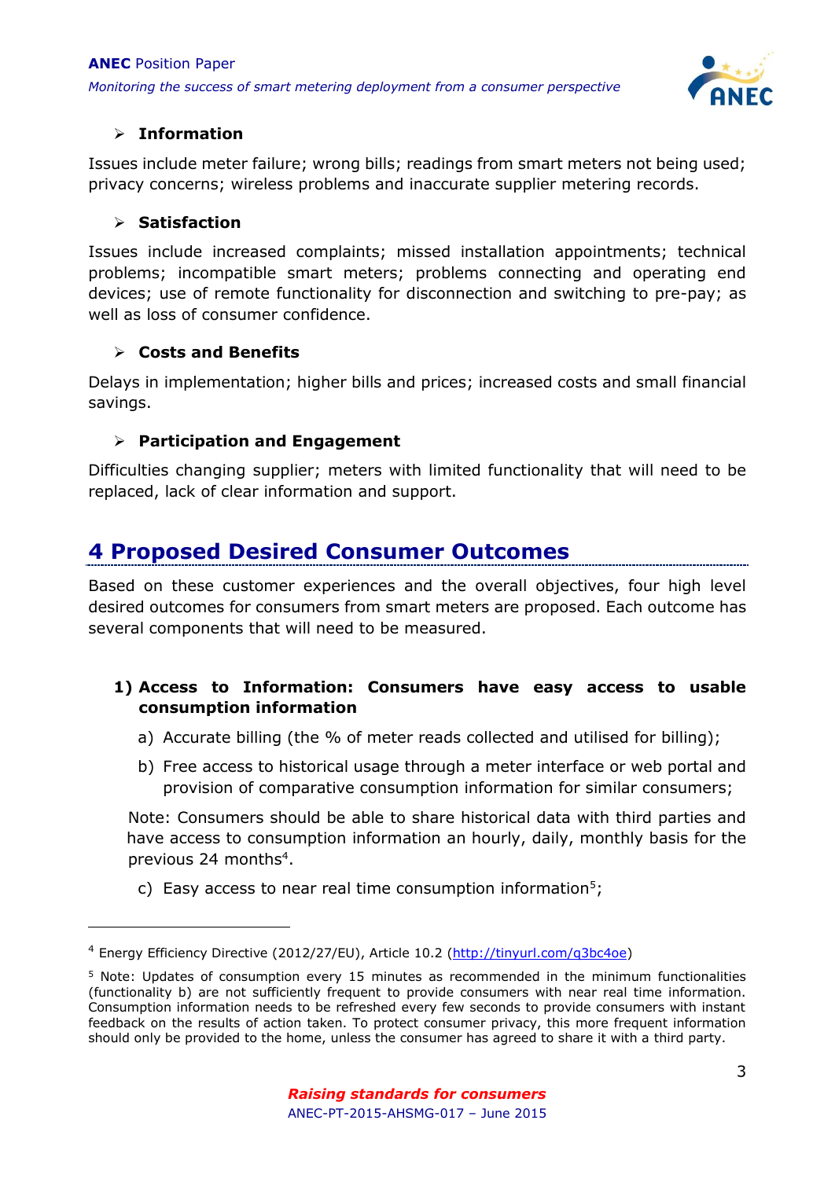- **Information**

Issues include meter failure; wrong bills; readings from smart meters not being used; privacy concerns; wireless problems and inaccurate supplier metering records.

- **Satisfaction**

Issues include increased complaints; missed installation appointments; technical problems; incompatible smart meters; problems connecting and operating end devices; use of remote functionality for disconnection and switching to pre-pay; as well as loss of consumer confidence.

- **Costs and Benefits**

Delays in implementation; higher bills and prices; increased costs and small financial savings.

- **Participation and Engagement**

Difficulties changing supplier; meters with limited functionality that will need to be replaced, lack of clear information and support.

# 4 Proposed Desired Consumer Outcomes

Based on these customer experiences and the overall objectives, four high level desired outcomes for consumers from smart meters are proposed. Each outcome has several components that will need to be measured.

1) **Access to Information: Consumers have easy access to usable consumption information**

   a) Accurate billing (the % of meter reads collected and utilised for billing);

   b) Free access to historical usage through a meter interface or web portal and provision of comparative consumption information for similar consumers;

   Note: Consumers should be able to share historical data with third parties and have access to consumption information an hourly, daily, monthly basis for the previous 24 months[4].

   c) Easy access to near real time consumption information[5];

[4] Energy Efficiency Directive (2012/27/EU), Article 10.2 (http://tinyurl.com/q3bc4oe)

[5] Note: Updates of consumption every 15 minutes as recommended in the minimum functionalities (functionality b) are not sufficiently frequent to provide consumers with near real time information. Consumption information needs to be refreshed every few seconds to provide consumers with instant feedback on the results of action taken. To protect consumer privacy, this more frequent information should only be provided to the home, unless the consumer has agreed to share it with a third party.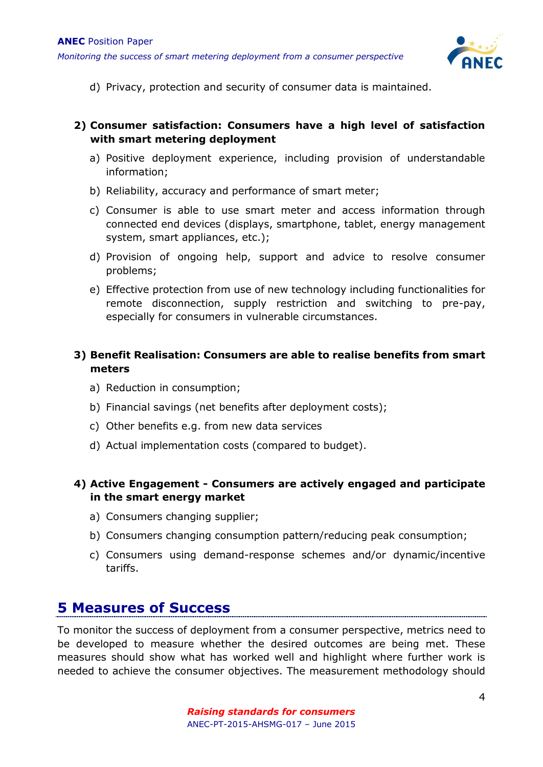d) Privacy, protection and security of consumer data is maintained.

**2) Consumer satisfaction: Consumers have a high level of satisfaction with smart metering deployment**

a) Positive deployment experience, including provision of understandable information;

b) Reliability, accuracy and performance of smart meter;

c) Consumer is able to use smart meter and access information through connected end devices (displays, smartphone, tablet, energy management system, smart appliances, etc.);

d) Provision of ongoing help, support and advice to resolve consumer problems;

e) Effective protection from use of new technology including functionalities for remote disconnection, supply restriction and switching to pre-pay, especially for consumers in vulnerable circumstances.

**3) Benefit Realisation: Consumers are able to realise benefits from smart meters**

a) Reduction in consumption;

b) Financial savings (net benefits after deployment costs);

c) Other benefits e.g. from new data services

d) Actual implementation costs (compared to budget).

**4) Active Engagement - Consumers are actively engaged and participate in the smart energy market**

a) Consumers changing supplier;

b) Consumers changing consumption pattern/reducing peak consumption;

c) Consumers using demand-response schemes and/or dynamic/incentive tariffs.

# 5 Measures of Success

To monitor the success of deployment from a consumer perspective, metrics need to be developed to measure whether the desired outcomes are being met. These measures should show what has worked well and highlight where further work is needed to achieve the consumer objectives. The measurement methodology should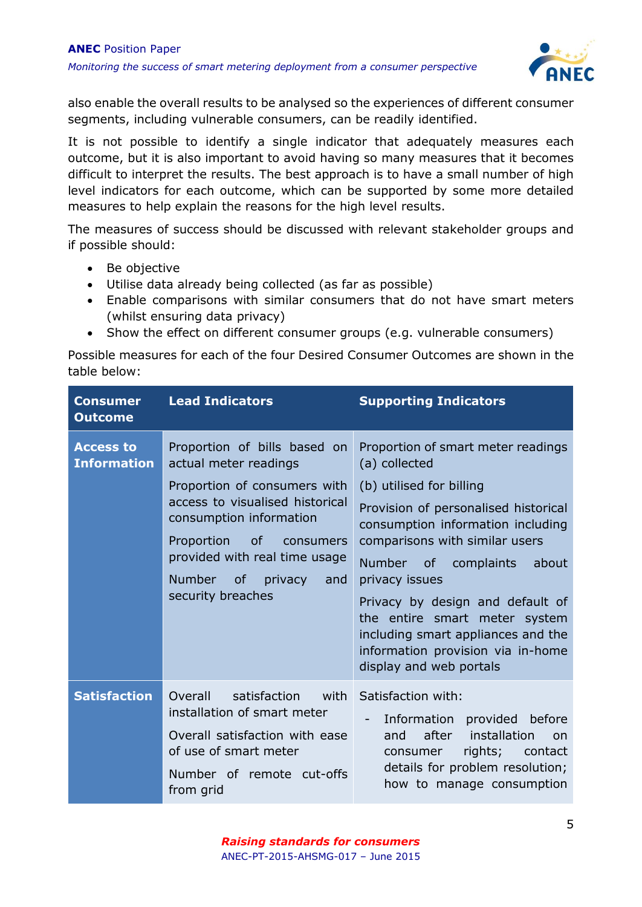also enable the overall results to be analysed so the experiences of different consumer segments, including vulnerable consumers, can be readily identified.

It is not possible to identify a single indicator that adequately measures each outcome, but it is also important to avoid having so many measures that it becomes difficult to interpret the results. The best approach is to have a small number of high level indicators for each outcome, which can be supported by some more detailed measures to help explain the reasons for the high level results.

The measures of success should be discussed with relevant stakeholder groups and if possible should:

- Be objective
- Utilise data already being collected (as far as possible)
- Enable comparisons with similar consumers that do not have smart meters (whilst ensuring data privacy)
- Show the effect on different consumer groups (e.g. vulnerable consumers)

Possible measures for each of the four Desired Consumer Outcomes are shown in the table below:

| Consumer Outcome | Lead Indicators | Supporting Indicators |
|---|---|---|
| **Access to Information** | Proportion of bills based on actual meter readings<br><br>Proportion of consumers with access to visualised historical consumption information<br><br>Proportion of consumers provided with real time usage<br><br>Number of privacy and security breaches | Proportion of smart meter readings (a) collected<br><br>(b) utilised for billing<br><br>Provision of personalised historical consumption information including comparisons with similar users<br><br>Number of complaints about privacy issues<br><br>Privacy by design and default of the entire smart meter system including smart appliances and the information provision via in-home display and web portals |
| **Satisfaction** | Overall satisfaction with installation of smart meter<br><br>Overall satisfaction with ease of use of smart meter<br><br>Number of remote cut-offs from grid | Satisfaction with:<br><br>- Information provided before and after installation on consumer rights; contact details for problem resolution; how to manage consumption |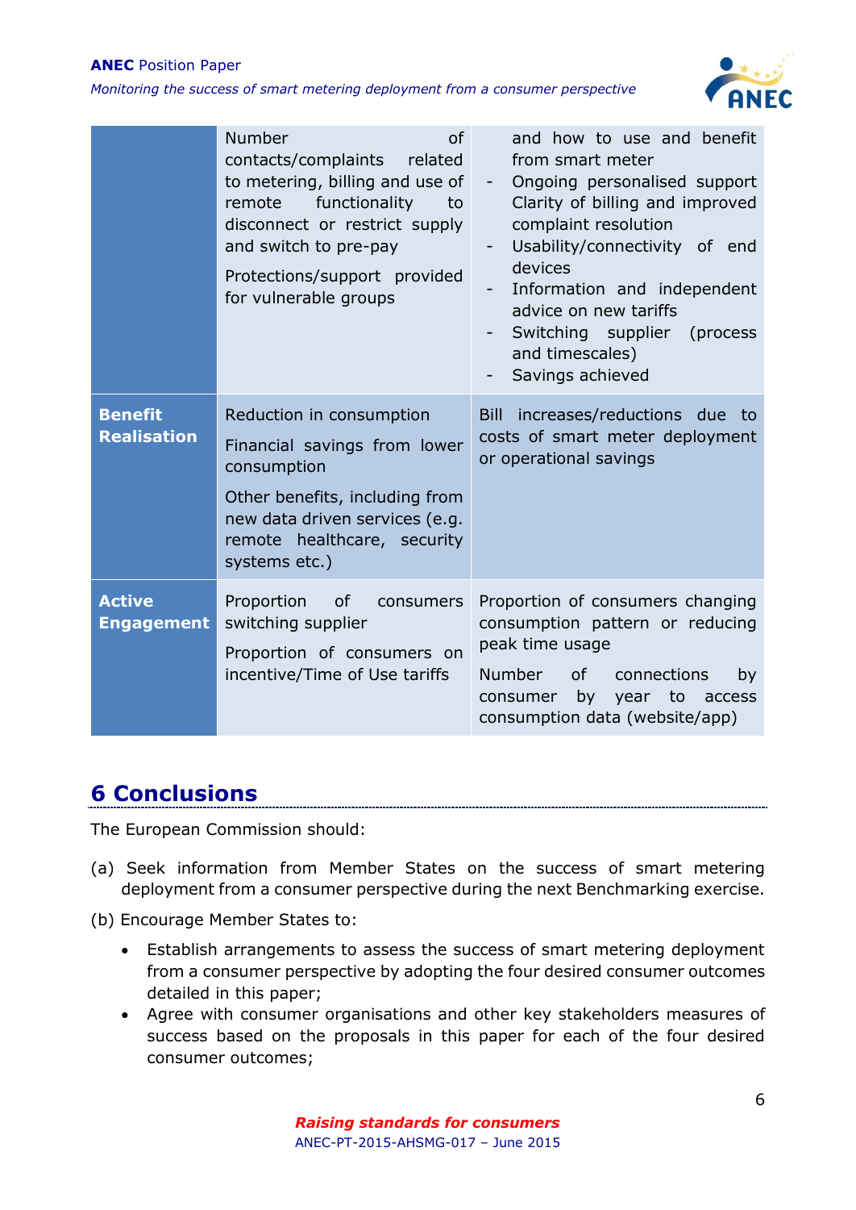| | | |
|---|---|---|
| | Number of contacts/complaints related to metering, billing and use of remote functionality to disconnect or restrict supply and switch to pre-pay<br><br>Protections/support provided for vulnerable groups | and how to use and benefit from smart meter<br>- Ongoing personalised support Clarity of billing and improved complaint resolution<br>- Usability/connectivity of end devices<br>- Information and independent advice on new tariffs<br>- Switching supplier (process and timescales)<br>- Savings achieved |
| **Benefit Realisation** | Reduction in consumption<br><br>Financial savings from lower consumption<br><br>Other benefits, including from new data driven services (e.g. remote healthcare, security systems etc.) | Bill increases/reductions due to costs of smart meter deployment or operational savings |
| **Active Engagement** | Proportion of consumers switching supplier<br><br>Proportion of consumers on incentive/Time of Use tariffs | Proportion of consumers changing consumption pattern or reducing peak time usage<br><br>Number of connections by consumer by year to access consumption data (website/app) |

## 6 Conclusions

The European Commission should:

(a) Seek information from Member States on the success of smart metering deployment from a consumer perspective during the next Benchmarking exercise.

(b) Encourage Member States to:

- Establish arrangements to assess the success of smart metering deployment from a consumer perspective by adopting the four desired consumer outcomes detailed in this paper;
- Agree with consumer organisations and other key stakeholders measures of success based on the proposals in this paper for each of the four desired consumer outcomes;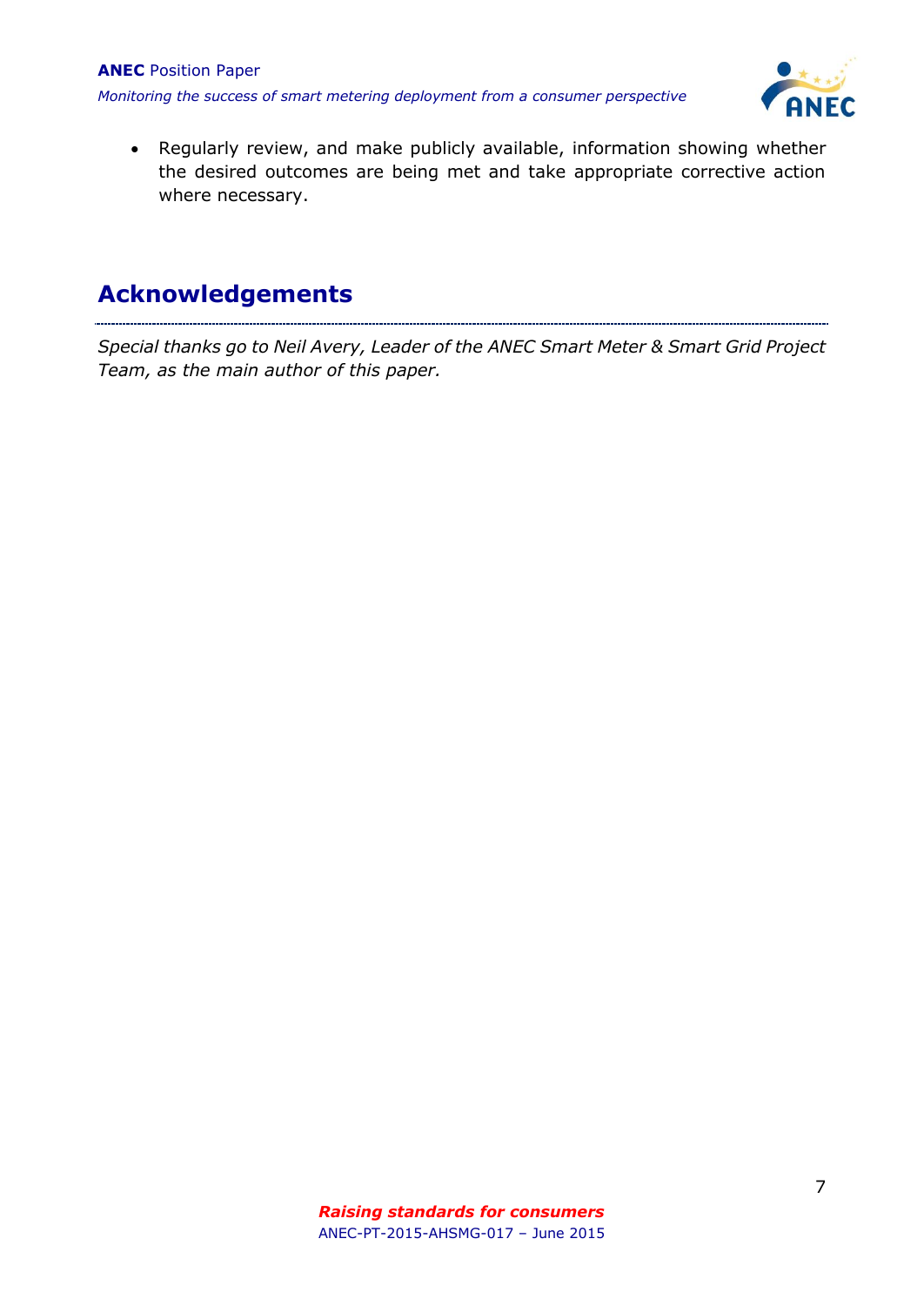- Regularly review, and make publicly available, information showing whether the desired outcomes are being met and take appropriate corrective action where necessary.

## Acknowledgements

*Special thanks go to Neil Avery, Leader of the ANEC Smart Meter & Smart Grid Project Team, as the main author of this paper.*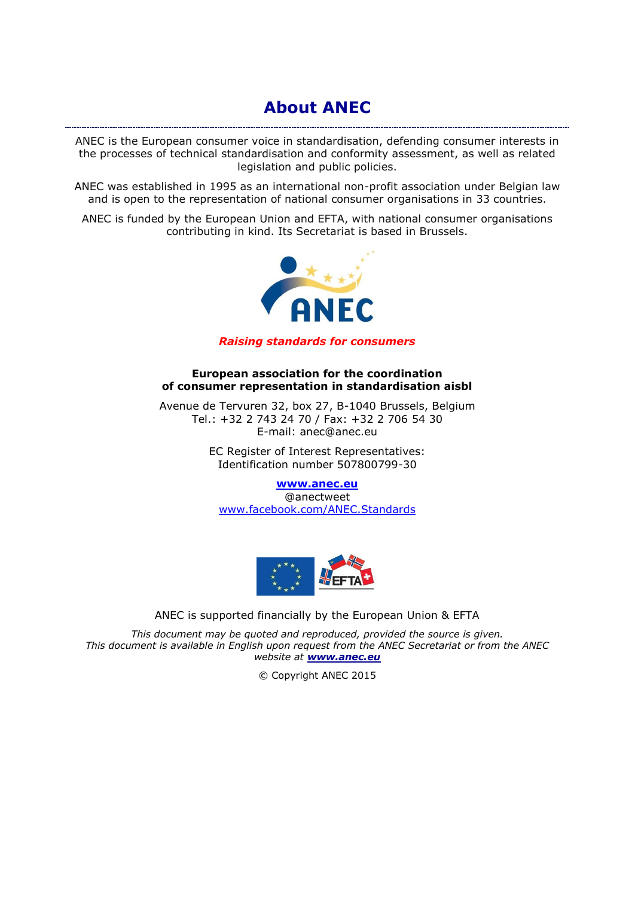# About ANEC

ANEC is the European consumer voice in standardisation, defending consumer interests in the processes of technical standardisation and conformity assessment, as well as related legislation and public policies.

ANEC was established in 1995 as an international non-profit association under Belgian law and is open to the representation of national consumer organisations in 33 countries.

ANEC is funded by the European Union and EFTA, with national consumer organisations contributing in kind. Its Secretariat is based in Brussels.

***Raising standards for consumers***

**European association for the coordination of consumer representation in standardisation aisbl**

Avenue de Tervuren 32, box 27, B-1040 Brussels, Belgium
Tel.: +32 2 743 24 70 / Fax: +32 2 706 54 30
E-mail: anec@anec.eu

EC Register of Interest Representatives:
Identification number 507800799-30

**www.anec.eu**
@anectweet
www.facebook.com/ANEC.Standards

ANEC is supported financially by the European Union & EFTA

*This document may be quoted and reproduced, provided the source is given.*
*This document is available in English upon request from the ANEC Secretariat or from the ANEC website at* ***www.anec.eu***

© Copyright ANEC 2015